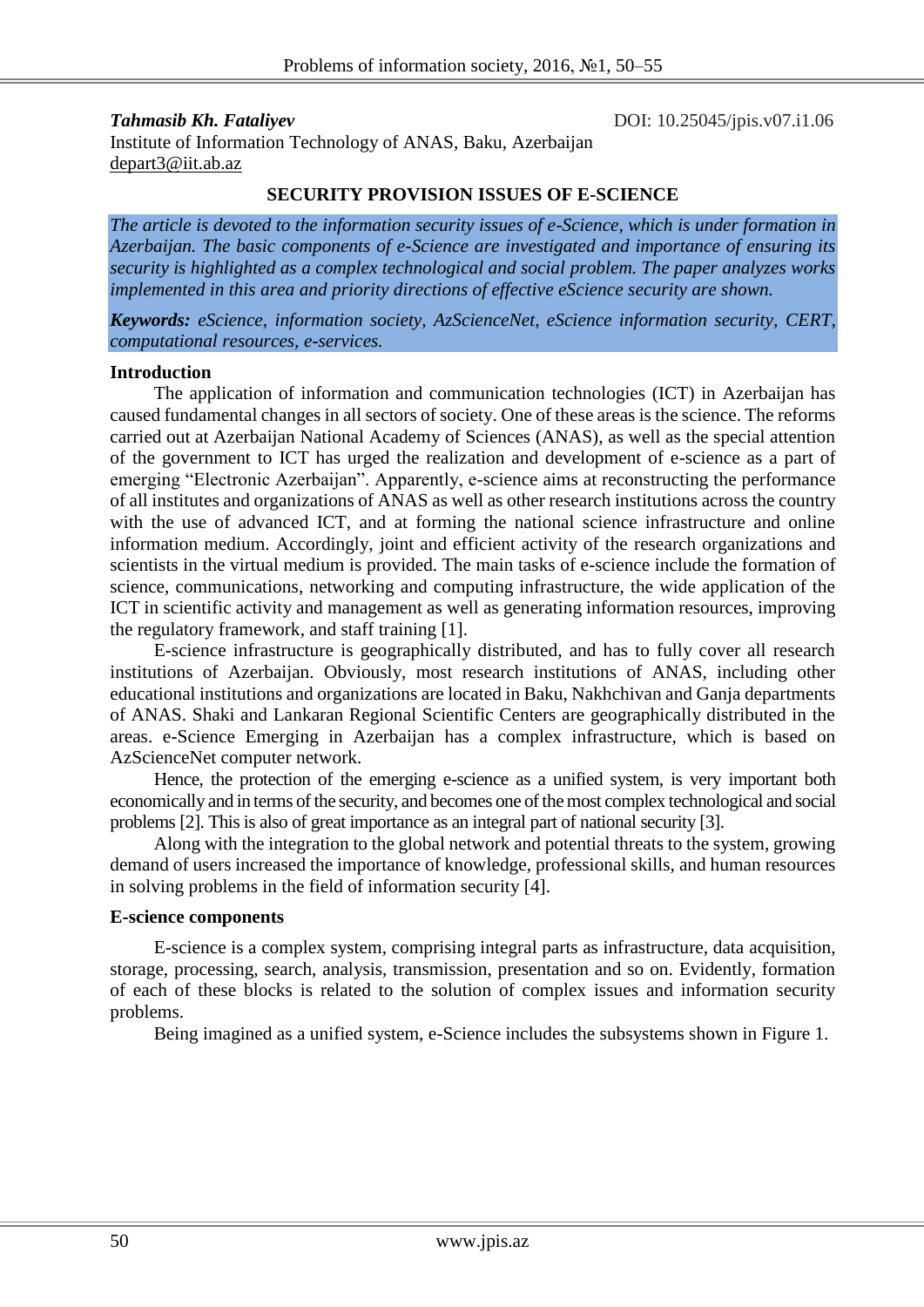**_Tahmasib Kh. Fataliyev_**

DOI: 10.25045/jpis.v07.i1.06

Institute of Information Technology of ANAS, Baku, Azerbaijan

depart3@iit.ab.az

# SECURITY PROVISION ISSUES OF E-SCIENCE

*The article is devoted to the information security issues of e-Science, which is under formation in Azerbaijan. The basic components of e-Science are investigated and importance of ensuring its security is highlighted as a complex technological and social problem. The paper analyzes works implemented in this area and priority directions of effective eScience security are shown.*

***Keywords:*** *eScience, information society, AzScienceNet, eScience information security, CERT, computational resources, e-services.*

## Introduction

The application of information and communication technologies (ICT) in Azerbaijan has caused fundamental changes in all sectors of society. One of these areas is the science. The reforms carried out at Azerbaijan National Academy of Sciences (ANAS), as well as the special attention of the government to ICT has urged the realization and development of e-science as a part of emerging "Electronic Azerbaijan". Apparently, e-science aims at reconstructing the performance of all institutes and organizations of ANAS as well as other research institutions across the country with the use of advanced ICT, and at forming the national science infrastructure and online information medium. Accordingly, joint and efficient activity of the research organizations and scientists in the virtual medium is provided. The main tasks of e-science include the formation of science, communications, networking and computing infrastructure, the wide application of the ICT in scientific activity and management as well as generating information resources, improving the regulatory framework, and staff training [1].

E-science infrastructure is geographically distributed, and has to fully cover all research institutions of Azerbaijan. Obviously, most research institutions of ANAS, including other educational institutions and organizations are located in Baku, Nakhchivan and Ganja departments of ANAS. Shaki and Lankaran Regional Scientific Centers are geographically distributed in the areas. e-Science Emerging in Azerbaijan has a complex infrastructure, which is based on AzScienceNet computer network.

Hence, the protection of the emerging e-science as a unified system, is very important both economically and in terms of the security, and becomes one of the most complex technological and social problems [2]. This is also of great importance as an integral part of national security [3].

Along with the integration to the global network and potential threats to the system, growing demand of users increased the importance of knowledge, professional skills, and human resources in solving problems in the field of information security [4].

## E-science components

E-science is a complex system, comprising integral parts as infrastructure, data acquisition, storage, processing, search, analysis, transmission, presentation and so on. Evidently, formation of each of these blocks is related to the solution of complex issues and information security problems.

Being imagined as a unified system, e-Science includes the subsystems shown in Figure 1.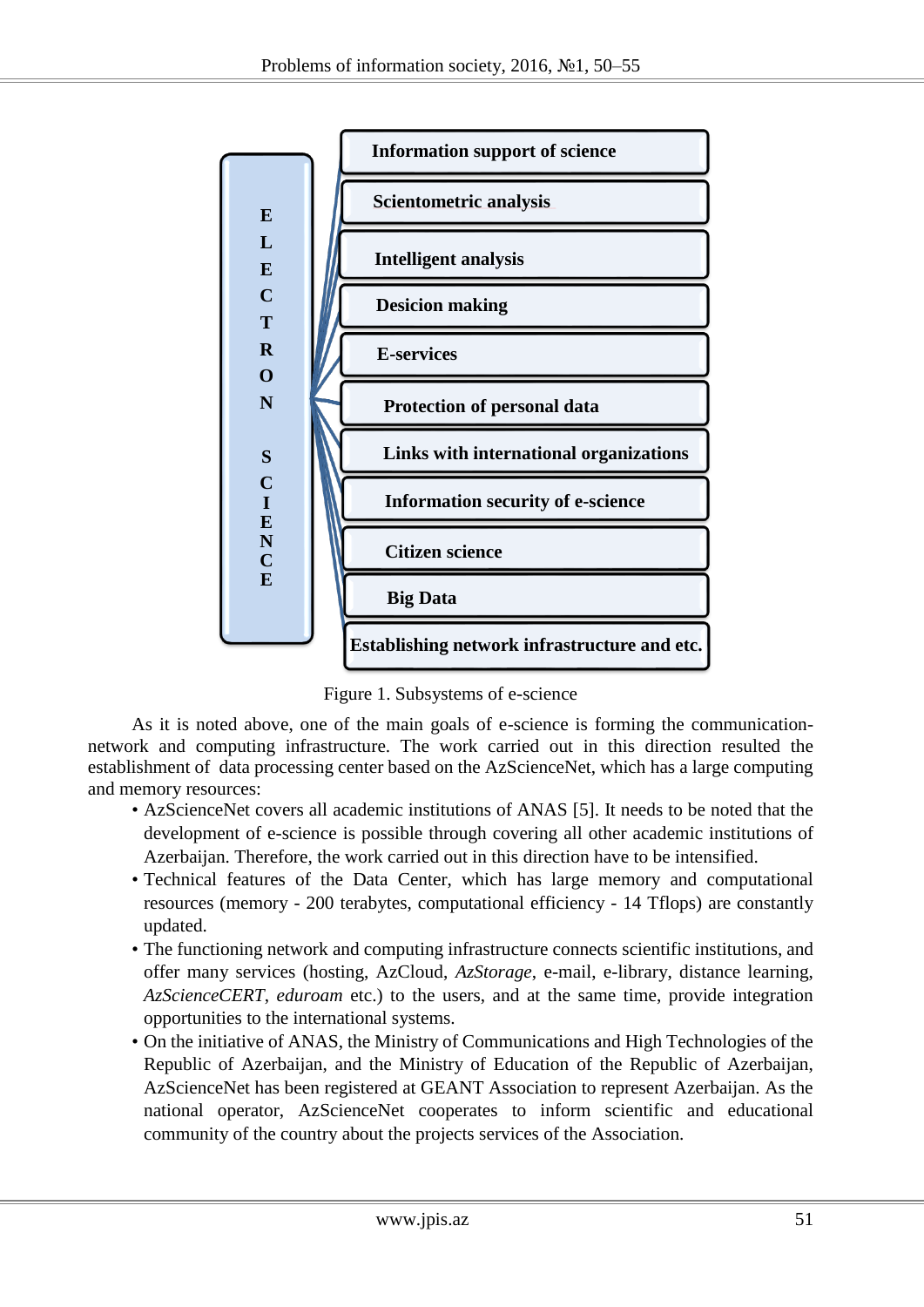| ELECTRON SCIENCE |
| --- |
| Information support of science |
| Scientometric analysis |
| Intelligent analysis |
| Desicion making |
| E-services |
| Protection of personal data |
| Links with international organizations |
| Information security of e-science |
| Citizen science |
| Big Data |
| Establishing network infrastructure and etc. |

Figure 1. Subsystems of e-science

As it is noted above, one of the main goals of e-science is forming the communication-network and computing infrastructure. The work carried out in this direction resulted the establishment of data processing center based on the AzScienceNet, which has a large computing and memory resources:

- AzScienceNet covers all academic institutions of ANAS [5]. It needs to be noted that the development of e-science is possible through covering all other academic institutions of Azerbaijan. Therefore, the work carried out in this direction have to be intensified.
- Technical features of the Data Center, which has large memory and computational resources (memory - 200 terabytes, computational efficiency - 14 Tflops) are constantly updated.
- The functioning network and computing infrastructure connects scientific institutions, and offer many services (hosting, AzCloud, *AzStorage*, e-mail, e-library, distance learning, *AzScienceCERT*, *eduroam* etc.) to the users, and at the same time, provide integration opportunities to the international systems.
- On the initiative of ANAS, the Ministry of Communications and High Technologies of the Republic of Azerbaijan, and the Ministry of Education of the Republic of Azerbaijan, AzScienceNet has been registered at GEANT Association to represent Azerbaijan. As the national operator, AzScienceNet cooperates to inform scientific and educational community of the country about the projects services of the Association.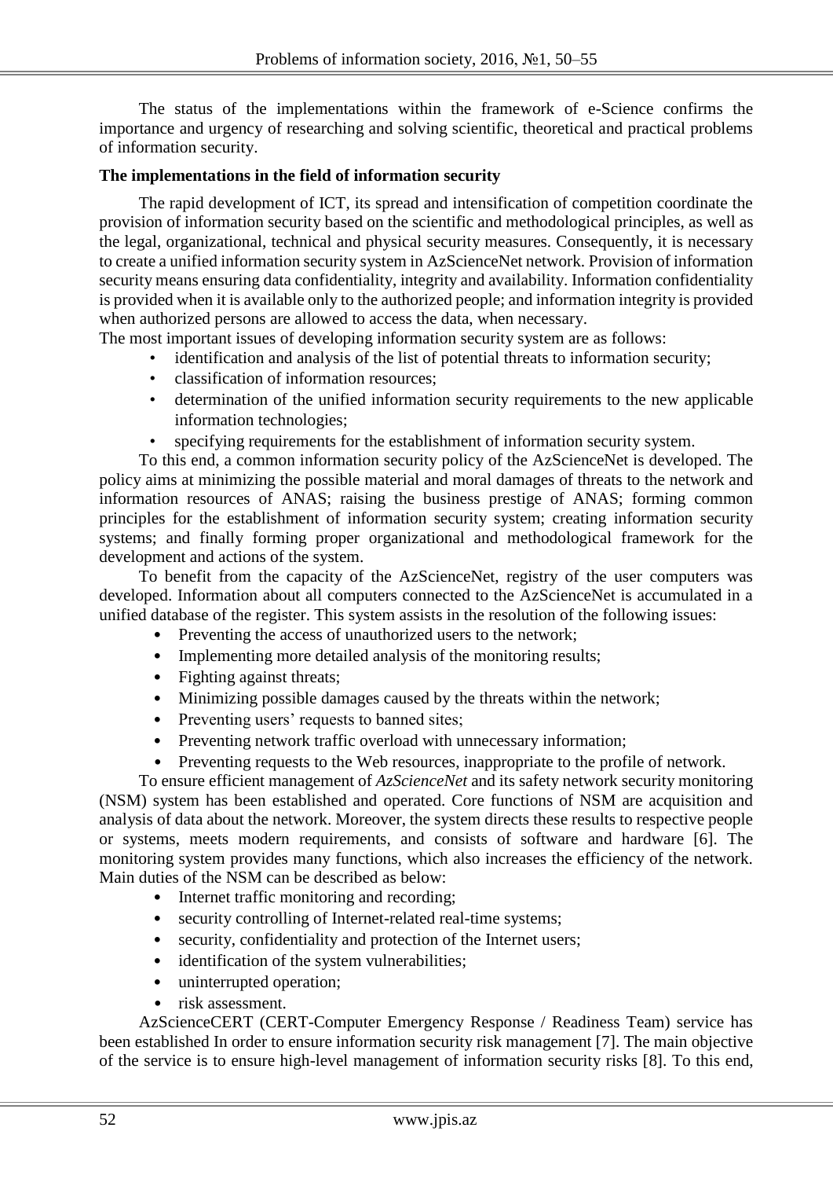The status of the implementations within the framework of e-Science confirms the importance and urgency of researching and solving scientific, theoretical and practical problems of information security.

**The implementations in the field of information security**

The rapid development of ICT, its spread and intensification of competition coordinate the provision of information security based on the scientific and methodological principles, as well as the legal, organizational, technical and physical security measures. Consequently, it is necessary to create a unified information security system in AzScienceNet network. Provision of information security means ensuring data confidentiality, integrity and availability. Information confidentiality is provided when it is available only to the authorized people; and information integrity is provided when authorized persons are allowed to access the data, when necessary.

The most important issues of developing information security system are as follows:

- identification and analysis of the list of potential threats to information security;
- classification of information resources;
- determination of the unified information security requirements to the new applicable information technologies;
- specifying requirements for the establishment of information security system.

To this end, a common information security policy of the AzScienceNet is developed. The policy aims at minimizing the possible material and moral damages of threats to the network and information resources of ANAS; raising the business prestige of ANAS; forming common principles for the establishment of information security system; creating information security systems; and finally forming proper organizational and methodological framework for the development and actions of the system.

To benefit from the capacity of the AzScienceNet, registry of the user computers was developed. Information about all computers connected to the AzScienceNet is accumulated in a unified database of the register. This system assists in the resolution of the following issues:

- Preventing the access of unauthorized users to the network;
- Implementing more detailed analysis of the monitoring results;
- Fighting against threats;
- Minimizing possible damages caused by the threats within the network;
- Preventing users' requests to banned sites;
- Preventing network traffic overload with unnecessary information;
- Preventing requests to the Web resources, inappropriate to the profile of network.

To ensure efficient management of *AzScienceNet* and its safety network security monitoring (NSM) system has been established and operated. Core functions of NSM are acquisition and analysis of data about the network. Moreover, the system directs these results to respective people or systems, meets modern requirements, and consists of software and hardware [6]. The monitoring system provides many functions, which also increases the efficiency of the network. Main duties of the NSM can be described as below:

- Internet traffic monitoring and recording;
- security controlling of Internet-related real-time systems;
- security, confidentiality and protection of the Internet users;
- identification of the system vulnerabilities;
- uninterrupted operation;
- risk assessment.

AzScienceCERT (CERT-Computer Emergency Response / Readiness Team) service has been established In order to ensure information security risk management [7]. The main objective of the service is to ensure high-level management of information security risks [8]. To this end,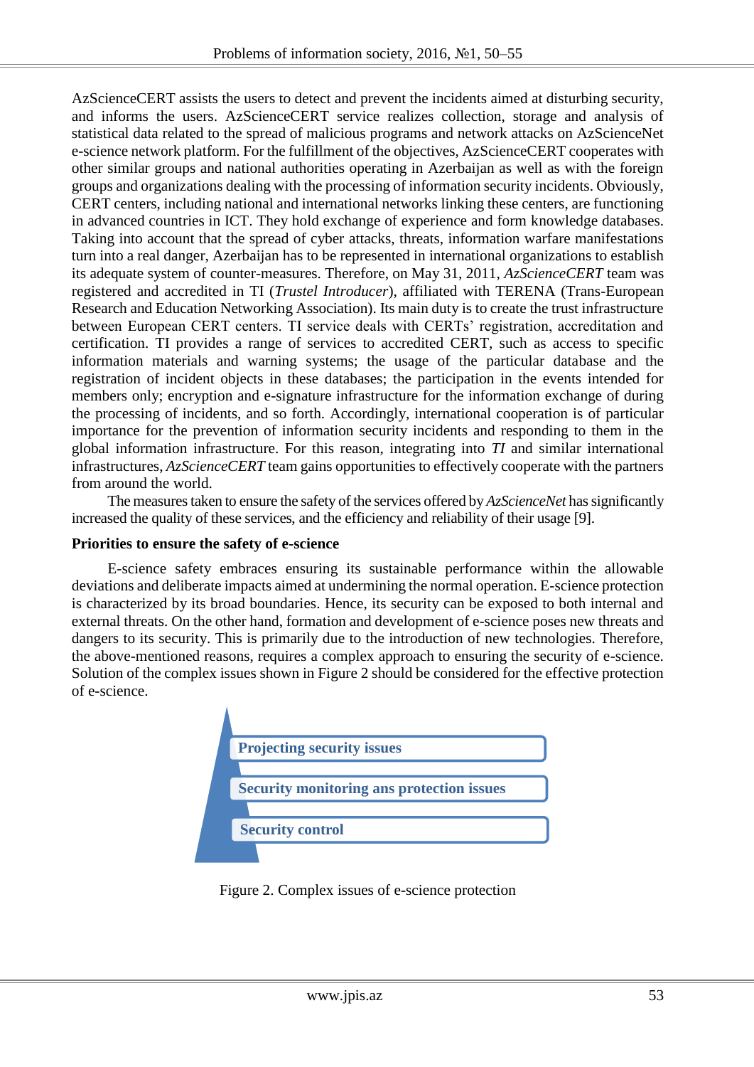AzScienceCERT assists the users to detect and prevent the incidents aimed at disturbing security, and informs the users. AzScienceCERT service realizes collection, storage and analysis of statistical data related to the spread of malicious programs and network attacks on AzScienceNet e-science network platform. For the fulfillment of the objectives, AzScienceCERT cooperates with other similar groups and national authorities operating in Azerbaijan as well as with the foreign groups and organizations dealing with the processing of information security incidents. Obviously, CERT centers, including national and international networks linking these centers, are functioning in advanced countries in ICT. They hold exchange of experience and form knowledge databases. Taking into account that the spread of cyber attacks, threats, information warfare manifestations turn into a real danger, Azerbaijan has to be represented in international organizations to establish its adequate system of counter-measures. Therefore, on May 31, 2011, *AzScienceCERT* team was registered and accredited in TI (*Trustel Introducer*), affiliated with TERENA (Trans-European Research and Education Networking Association). Its main duty is to create the trust infrastructure between European CERT centers. TI service deals with CERTs' registration, accreditation and certification. TI provides a range of services to accredited CERT, such as access to specific information materials and warning systems; the usage of the particular database and the registration of incident objects in these databases; the participation in the events intended for members only; encryption and e-signature infrastructure for the information exchange of during the processing of incidents, and so forth. Accordingly, international cooperation is of particular importance for the prevention of information security incidents and responding to them in the global information infrastructure. For this reason, integrating into *TI* and similar international infrastructures, *AzScienceCERT* team gains opportunities to effectively cooperate with the partners from around the world.

The measures taken to ensure the safety of the services offered by *AzScienceNet* has significantly increased the quality of these services, and the efficiency and reliability of their usage [9].

**Priorities to ensure the safety of e-science**

E-science safety embraces ensuring its sustainable performance within the allowable deviations and deliberate impacts aimed at undermining the normal operation. E-science protection is characterized by its broad boundaries. Hence, its security can be exposed to both internal and external threats. On the other hand, formation and development of e-science poses new threats and dangers to its security. This is primarily due to the introduction of new technologies. Therefore, the above-mentioned reasons, requires a complex approach to ensuring the security of e-science. Solution of the complex issues shown in Figure 2 should be considered for the effective protection of e-science.

**Projecting security issues**

**Security monitoring ans protection issues**

**Security control**

Figure 2. Complex issues of e-science protection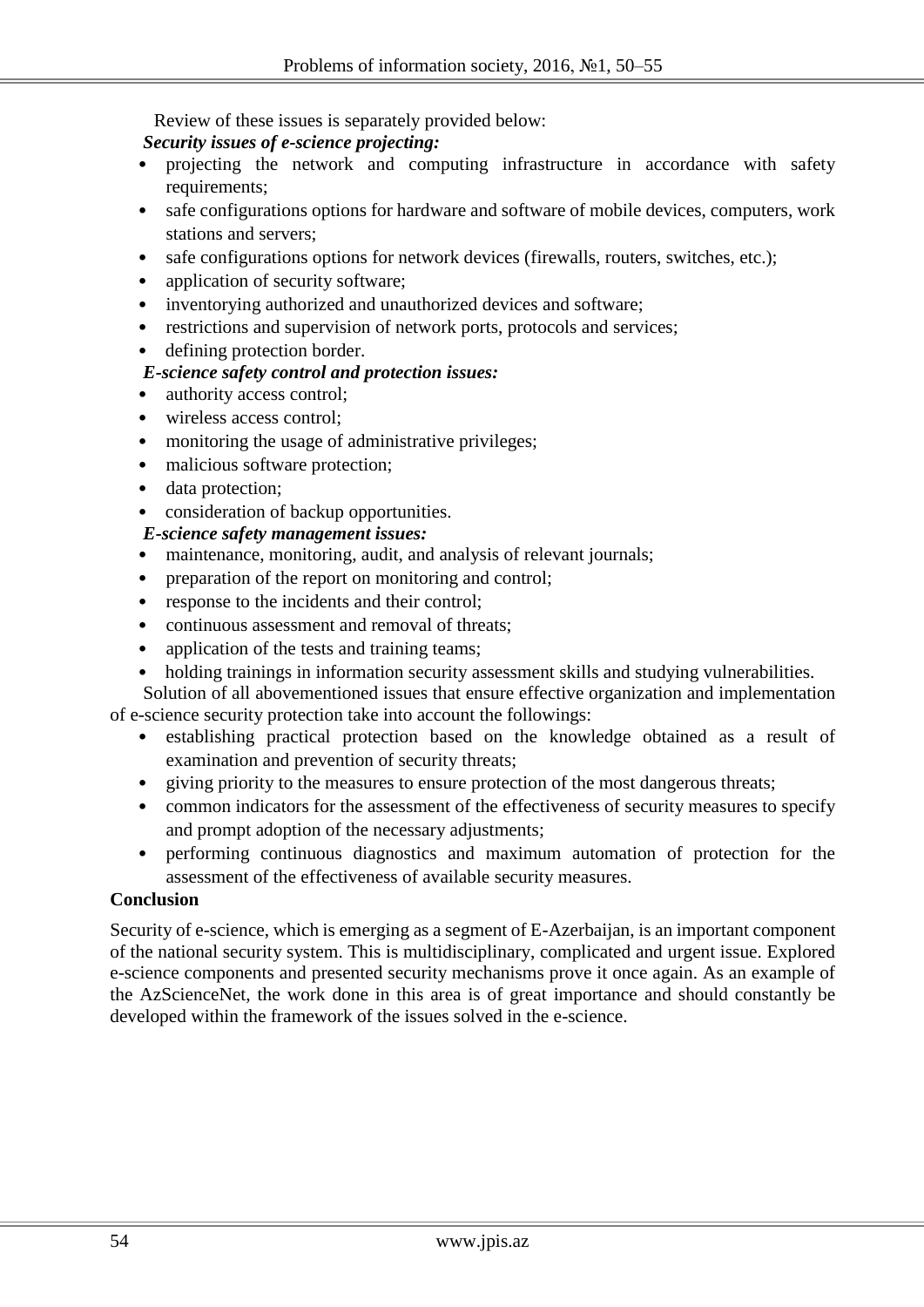Review of these issues is separately provided below:

***Security issues of e-science projecting:***

- projecting the network and computing infrastructure in accordance with safety requirements;
- safe configurations options for hardware and software of mobile devices, computers, work stations and servers;
- safe configurations options for network devices (firewalls, routers, switches, etc.);
- application of security software;
- inventorying authorized and unauthorized devices and software;
- restrictions and supervision of network ports, protocols and services;
- defining protection border.

***E-science safety control and protection issues:***

- authority access control;
- wireless access control;
- monitoring the usage of administrative privileges;
- malicious software protection;
- data protection;
- consideration of backup opportunities.

***E-science safety management issues:***

- maintenance, monitoring, audit, and analysis of relevant journals;
- preparation of the report on monitoring and control;
- response to the incidents and their control;
- continuous assessment and removal of threats;
- application of the tests and training teams;
- holding trainings in information security assessment skills and studying vulnerabilities.

Solution of all abovementioned issues that ensure effective organization and implementation of e-science security protection take into account the followings:

- establishing practical protection based on the knowledge obtained as a result of examination and prevention of security threats;
- giving priority to the measures to ensure protection of the most dangerous threats;
- common indicators for the assessment of the effectiveness of security measures to specify and prompt adoption of the necessary adjustments;
- performing continuous diagnostics and maximum automation of protection for the assessment of the effectiveness of available security measures.

## Conclusion

Security of e-science, which is emerging as a segment of E-Azerbaijan, is an important component of the national security system. This is multidisciplinary, complicated and urgent issue. Explored e-science components and presented security mechanisms prove it once again. As an example of the AzScienceNet, the work done in this area is of great importance and should constantly be developed within the framework of the issues solved in the e-science.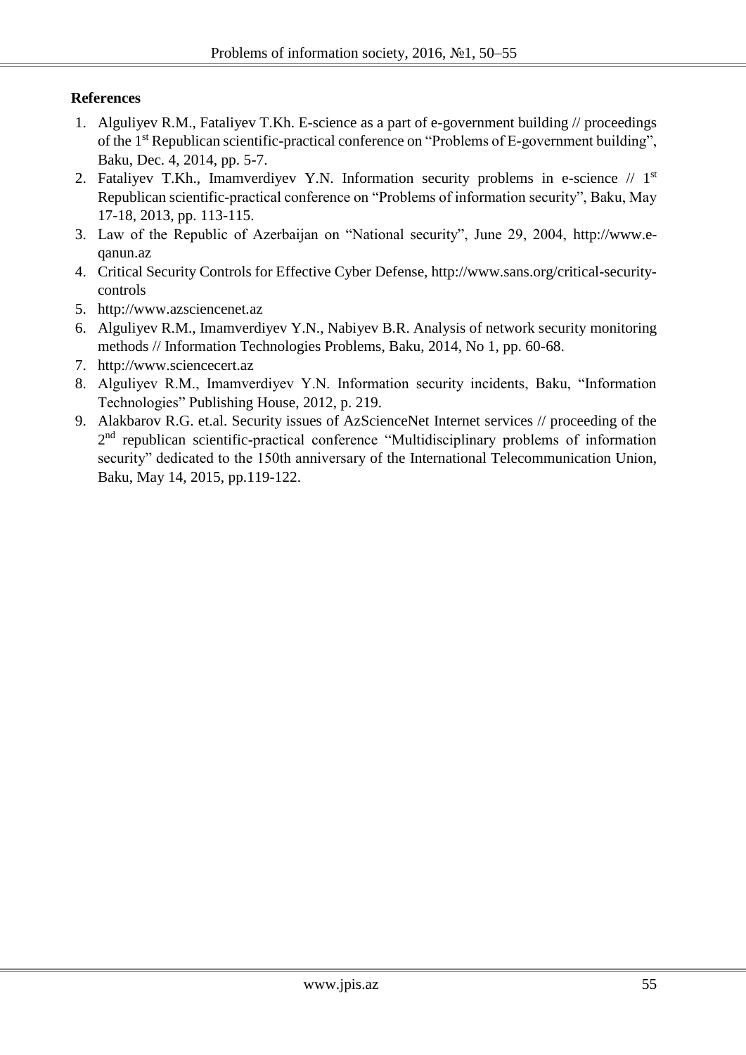**References**

1. Alguliyev R.M., Fataliyev T.Kh. E-science as a part of e-government building // proceedings of the 1st Republican scientific-practical conference on "Problems of E-government building", Baku, Dec. 4, 2014, pp. 5-7.
2. Fataliyev T.Kh., Imamverdiyev Y.N. Information security problems in e-science // 1st Republican scientific-practical conference on "Problems of information security", Baku, May 17-18, 2013, pp. 113-115.
3. Law of the Republic of Azerbaijan on "National security", June 29, 2004, http://www.e-qanun.az
4. Critical Security Controls for Effective Cyber Defense, http://www.sans.org/critical-security-controls
5. http://www.azsciencenet.az
6. Alguliyev R.M., Imamverdiyev Y.N., Nabiyev B.R. Analysis of network security monitoring methods // Information Technologies Problems, Baku, 2014, No 1, pp. 60-68.
7. http://www.sciencecert.az
8. Alguliyev R.M., Imamverdiyev Y.N. Information security incidents, Baku, "Information Technologies" Publishing House, 2012, p. 219.
9. Alakbarov R.G. et.al. Security issues of AzScienceNet Internet services // proceeding of the 2nd republican scientific-practical conference "Multidisciplinary problems of information security" dedicated to the 150th anniversary of the International Telecommunication Union, Baku, May 14, 2015, pp.119-122.